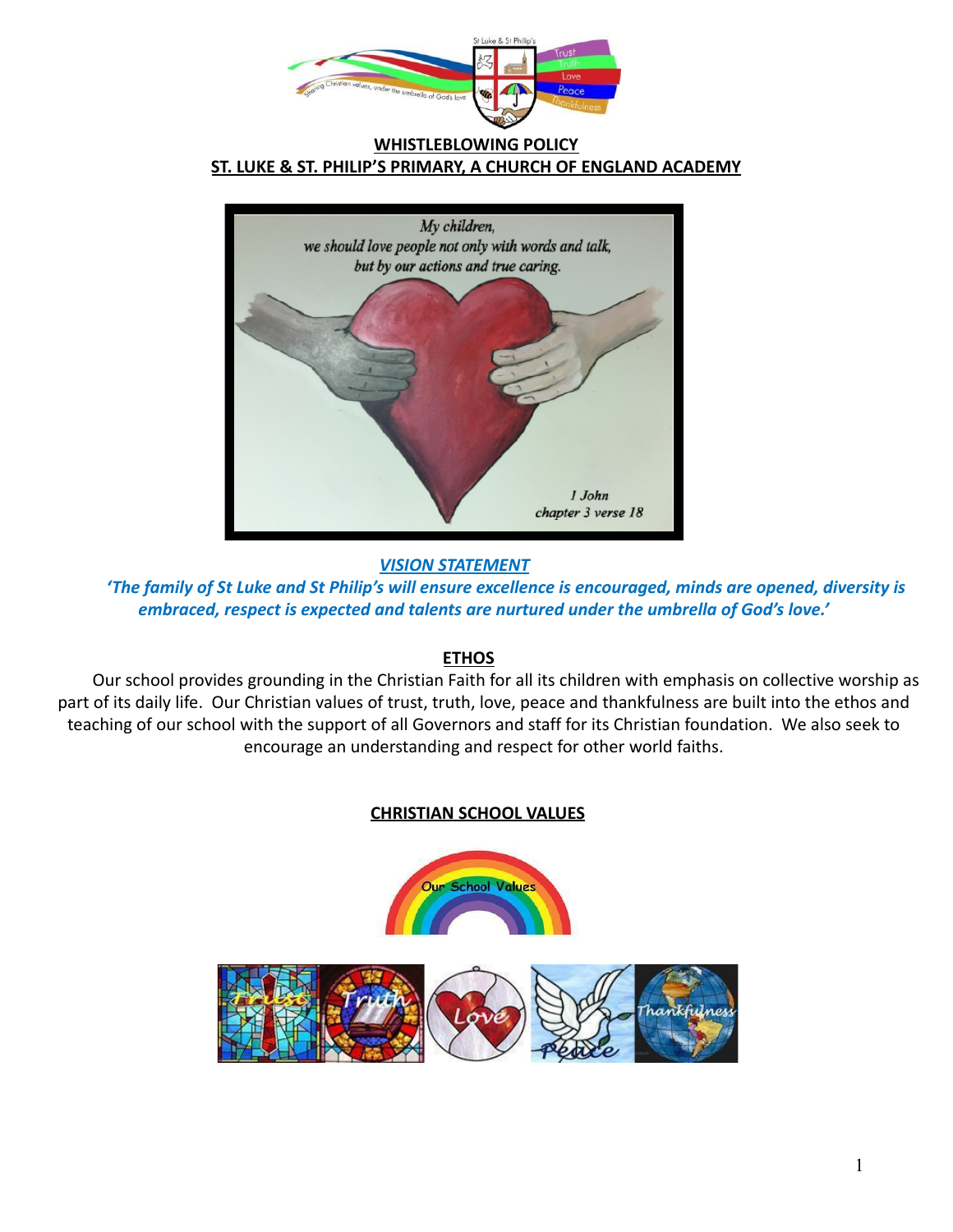# WHISTLEBLOWING POLICY

## ST. LUKE & ST. PHILIP'S PRIMARY, A CHURCH OF ENGLAND ACADEMY

My children,
we should love people not only with words and talk,
but by our actions and true caring.

1 John
chapter 3 verse 18

### *VISION STATEMENT*

***'The family of St Luke and St Philip's will ensure excellence is encouraged, minds are opened, diversity is embraced, respect is expected and talents are nurtured under the umbrella of God's love.'***

### ETHOS

Our school provides grounding in the Christian Faith for all its children with emphasis on collective worship as part of its daily life. Our Christian values of trust, truth, love, peace and thankfulness are built into the ethos and teaching of our school with the support of all Governors and staff for its Christian foundation. We also seek to encourage an understanding and respect for other world faiths.

### CHRISTIAN SCHOOL VALUES

Our School Values

Trust Truth Love Peace Thankfulness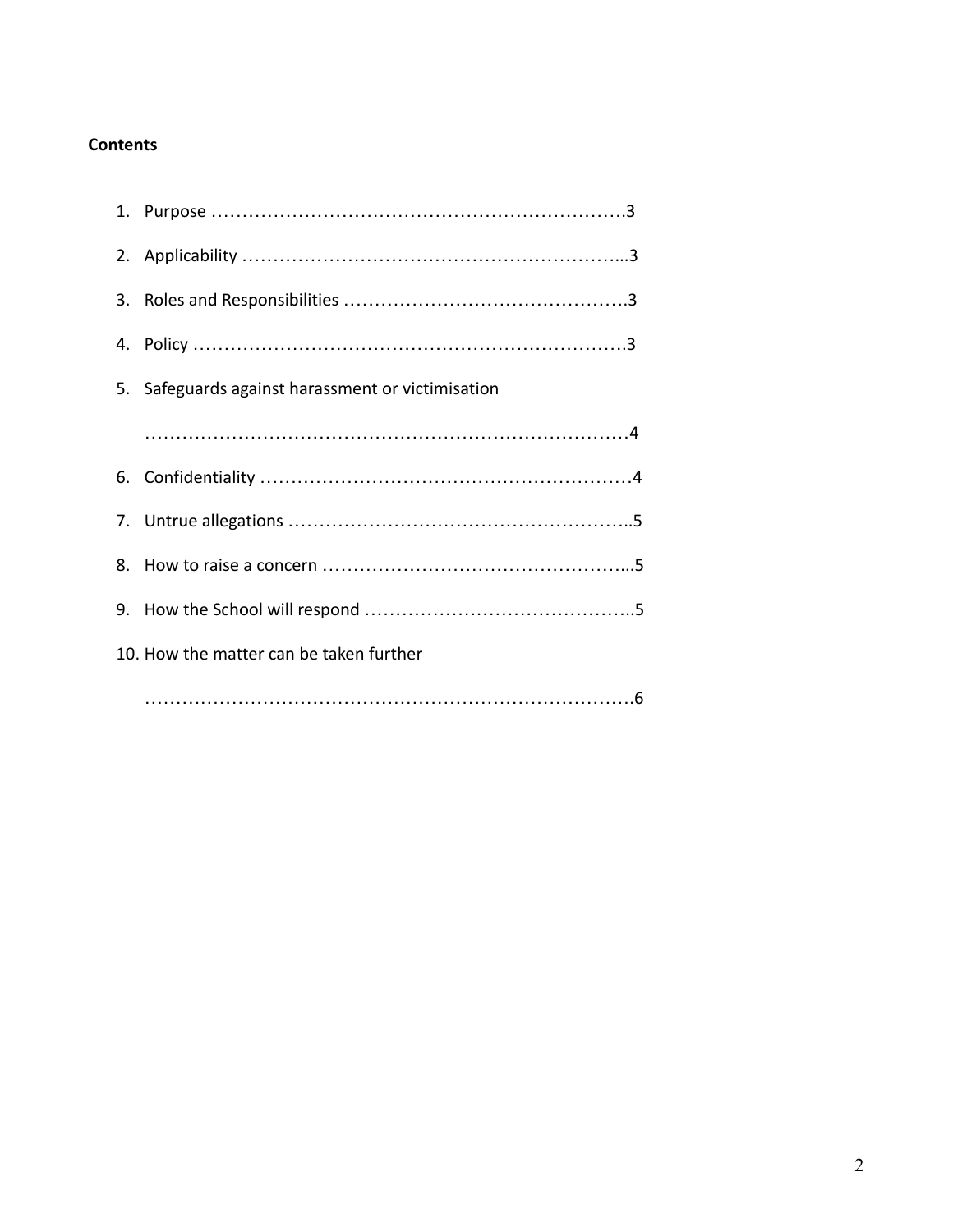**Contents**

1. Purpose ………………………………………………………….3
2. Applicability ……………………….………………………….…...3
3. Roles and Responsibilities ……………………………………….3
4. Policy …………………………………………………………….3
5. Safeguards against harassment or victimisation

   …………………………….……………………….…………….4
6. Confidentiality ……………………………………………………4
7. Untrue allegations ………………………………………………..5
8. How to raise a concern …………………………………………...5
9. How the School will respond ……………………………………..5
10. How the matter can be taken further

    ……………………………………………………………………….6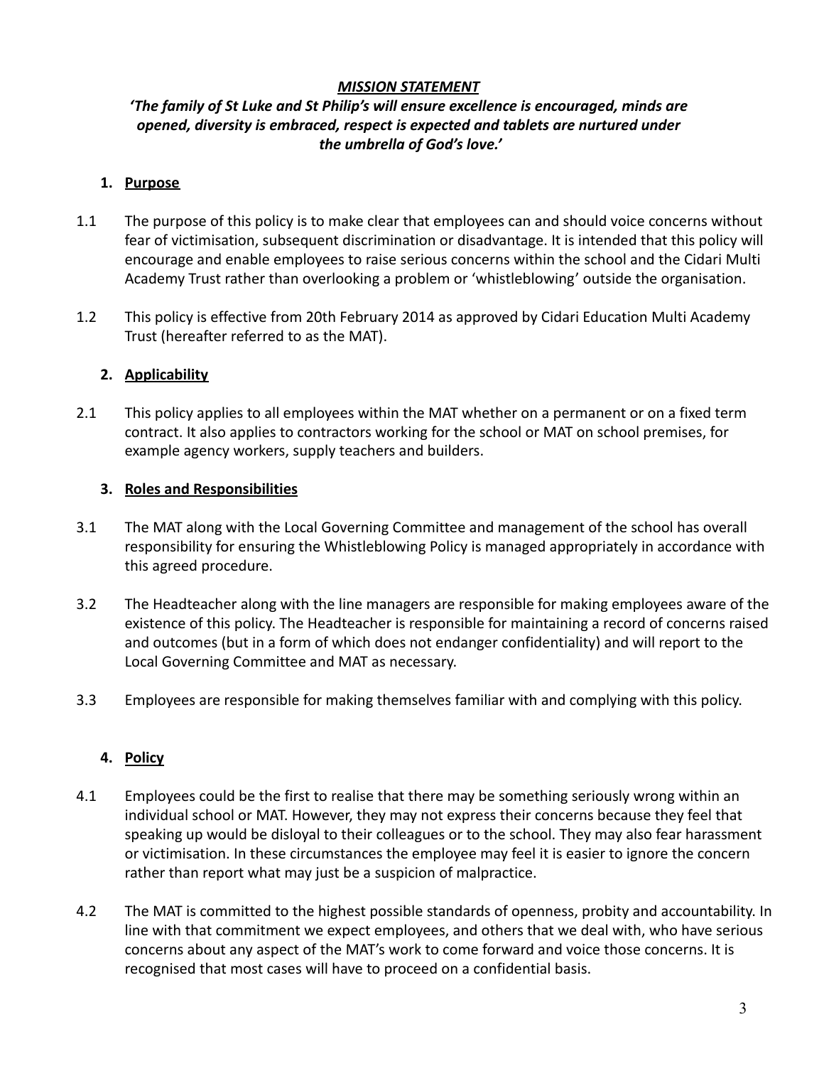***MISSION STATEMENT***

***'The family of St Luke and St Philip's will ensure excellence is encouraged, minds are opened, diversity is embraced, respect is expected and tablets are nurtured under the umbrella of God's love.'***

## 1. Purpose

1.1 The purpose of this policy is to make clear that employees can and should voice concerns without fear of victimisation, subsequent discrimination or disadvantage. It is intended that this policy will encourage and enable employees to raise serious concerns within the school and the Cidari Multi Academy Trust rather than overlooking a problem or 'whistleblowing' outside the organisation.

1.2 This policy is effective from 20th February 2014 as approved by Cidari Education Multi Academy Trust (hereafter referred to as the MAT).

## 2. Applicability

2.1 This policy applies to all employees within the MAT whether on a permanent or on a fixed term contract. It also applies to contractors working for the school or MAT on school premises, for example agency workers, supply teachers and builders.

## 3. Roles and Responsibilities

3.1 The MAT along with the Local Governing Committee and management of the school has overall responsibility for ensuring the Whistleblowing Policy is managed appropriately in accordance with this agreed procedure.

3.2 The Headteacher along with the line managers are responsible for making employees aware of the existence of this policy. The Headteacher is responsible for maintaining a record of concerns raised and outcomes (but in a form of which does not endanger confidentiality) and will report to the Local Governing Committee and MAT as necessary.

3.3 Employees are responsible for making themselves familiar with and complying with this policy.

## 4. Policy

4.1 Employees could be the first to realise that there may be something seriously wrong within an individual school or MAT. However, they may not express their concerns because they feel that speaking up would be disloyal to their colleagues or to the school. They may also fear harassment or victimisation. In these circumstances the employee may feel it is easier to ignore the concern rather than report what may just be a suspicion of malpractice.

4.2 The MAT is committed to the highest possible standards of openness, probity and accountability. In line with that commitment we expect employees, and others that we deal with, who have serious concerns about any aspect of the MAT's work to come forward and voice those concerns. It is recognised that most cases will have to proceed on a confidential basis.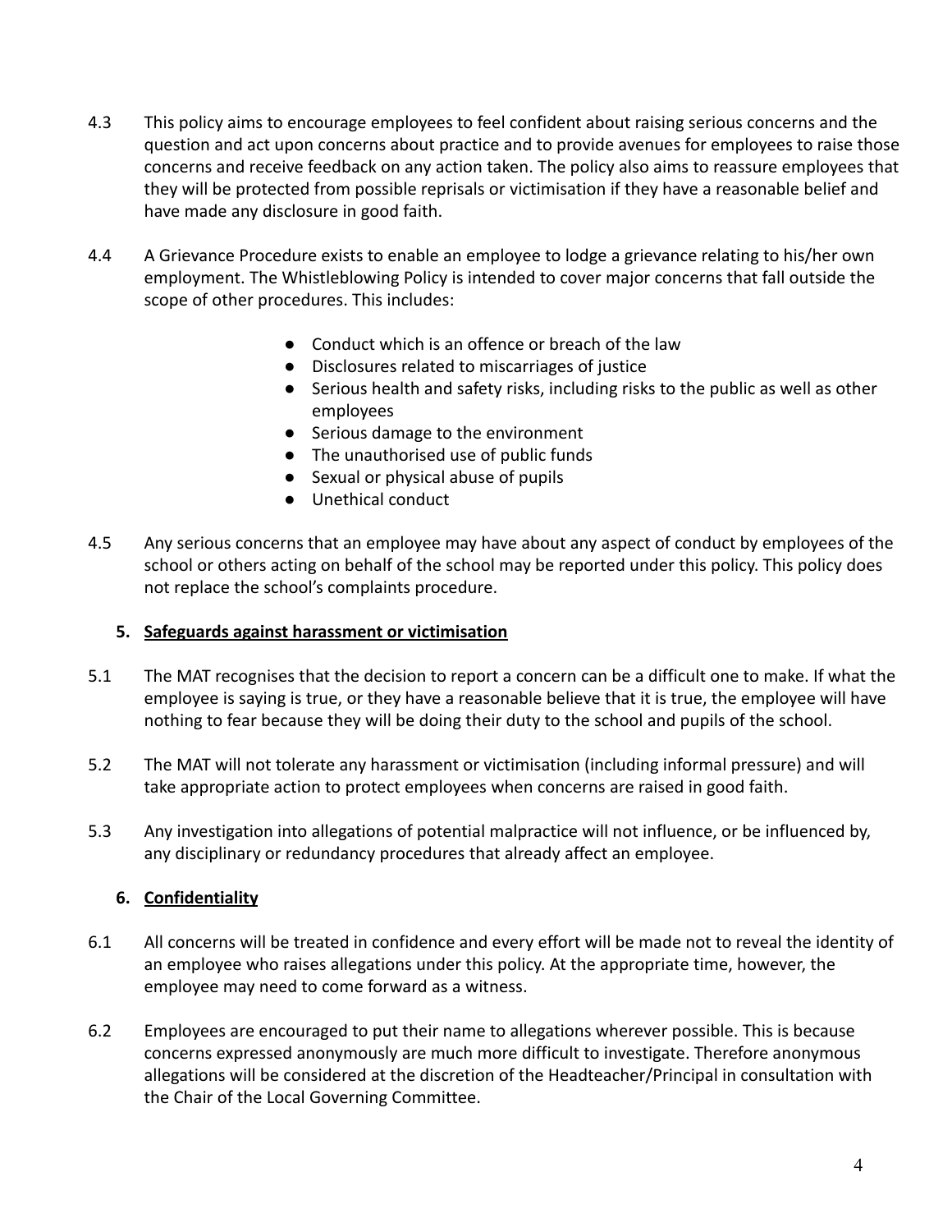4.3 This policy aims to encourage employees to feel confident about raising serious concerns and the question and act upon concerns about practice and to provide avenues for employees to raise those concerns and receive feedback on any action taken. The policy also aims to reassure employees that they will be protected from possible reprisals or victimisation if they have a reasonable belief and have made any disclosure in good faith.

4.4 A Grievance Procedure exists to enable an employee to lodge a grievance relating to his/her own employment. The Whistleblowing Policy is intended to cover major concerns that fall outside the scope of other procedures. This includes:

- Conduct which is an offence or breach of the law
- Disclosures related to miscarriages of justice
- Serious health and safety risks, including risks to the public as well as other employees
- Serious damage to the environment
- The unauthorised use of public funds
- Sexual or physical abuse of pupils
- Unethical conduct

4.5 Any serious concerns that an employee may have about any aspect of conduct by employees of the school or others acting on behalf of the school may be reported under this policy. This policy does not replace the school's complaints procedure.

## 5. Safeguards against harassment or victimisation

5.1 The MAT recognises that the decision to report a concern can be a difficult one to make. If what the employee is saying is true, or they have a reasonable believe that it is true, the employee will have nothing to fear because they will be doing their duty to the school and pupils of the school.

5.2 The MAT will not tolerate any harassment or victimisation (including informal pressure) and will take appropriate action to protect employees when concerns are raised in good faith.

5.3 Any investigation into allegations of potential malpractice will not influence, or be influenced by, any disciplinary or redundancy procedures that already affect an employee.

## 6. Confidentiality

6.1 All concerns will be treated in confidence and every effort will be made not to reveal the identity of an employee who raises allegations under this policy. At the appropriate time, however, the employee may need to come forward as a witness.

6.2 Employees are encouraged to put their name to allegations wherever possible. This is because concerns expressed anonymously are much more difficult to investigate. Therefore anonymous allegations will be considered at the discretion of the Headteacher/Principal in consultation with the Chair of the Local Governing Committee.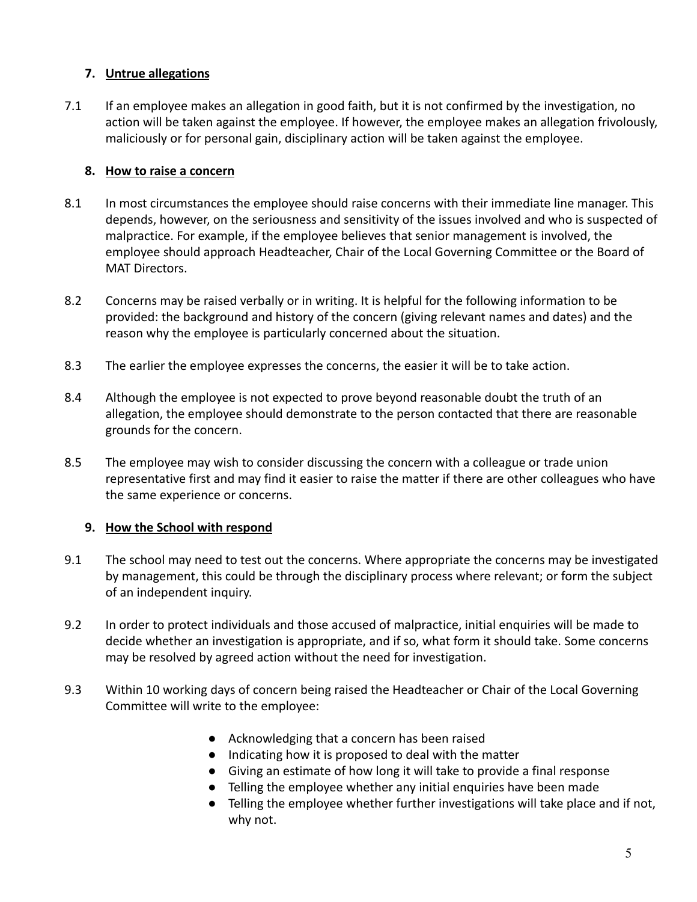## 7. Untrue allegations

7.1 If an employee makes an allegation in good faith, but it is not confirmed by the investigation, no action will be taken against the employee. If however, the employee makes an allegation frivolously, maliciously or for personal gain, disciplinary action will be taken against the employee.

## 8. How to raise a concern

8.1 In most circumstances the employee should raise concerns with their immediate line manager. This depends, however, on the seriousness and sensitivity of the issues involved and who is suspected of malpractice. For example, if the employee believes that senior management is involved, the employee should approach Headteacher, Chair of the Local Governing Committee or the Board of MAT Directors.

8.2 Concerns may be raised verbally or in writing. It is helpful for the following information to be provided: the background and history of the concern (giving relevant names and dates) and the reason why the employee is particularly concerned about the situation.

8.3 The earlier the employee expresses the concerns, the easier it will be to take action.

8.4 Although the employee is not expected to prove beyond reasonable doubt the truth of an allegation, the employee should demonstrate to the person contacted that there are reasonable grounds for the concern.

8.5 The employee may wish to consider discussing the concern with a colleague or trade union representative first and may find it easier to raise the matter if there are other colleagues who have the same experience or concerns.

## 9. How the School with respond

9.1 The school may need to test out the concerns. Where appropriate the concerns may be investigated by management, this could be through the disciplinary process where relevant; or form the subject of an independent inquiry.

9.2 In order to protect individuals and those accused of malpractice, initial enquiries will be made to decide whether an investigation is appropriate, and if so, what form it should take. Some concerns may be resolved by agreed action without the need for investigation.

9.3 Within 10 working days of concern being raised the Headteacher or Chair of the Local Governing Committee will write to the employee:

- Acknowledging that a concern has been raised
- Indicating how it is proposed to deal with the matter
- Giving an estimate of how long it will take to provide a final response
- Telling the employee whether any initial enquiries have been made
- Telling the employee whether further investigations will take place and if not, why not.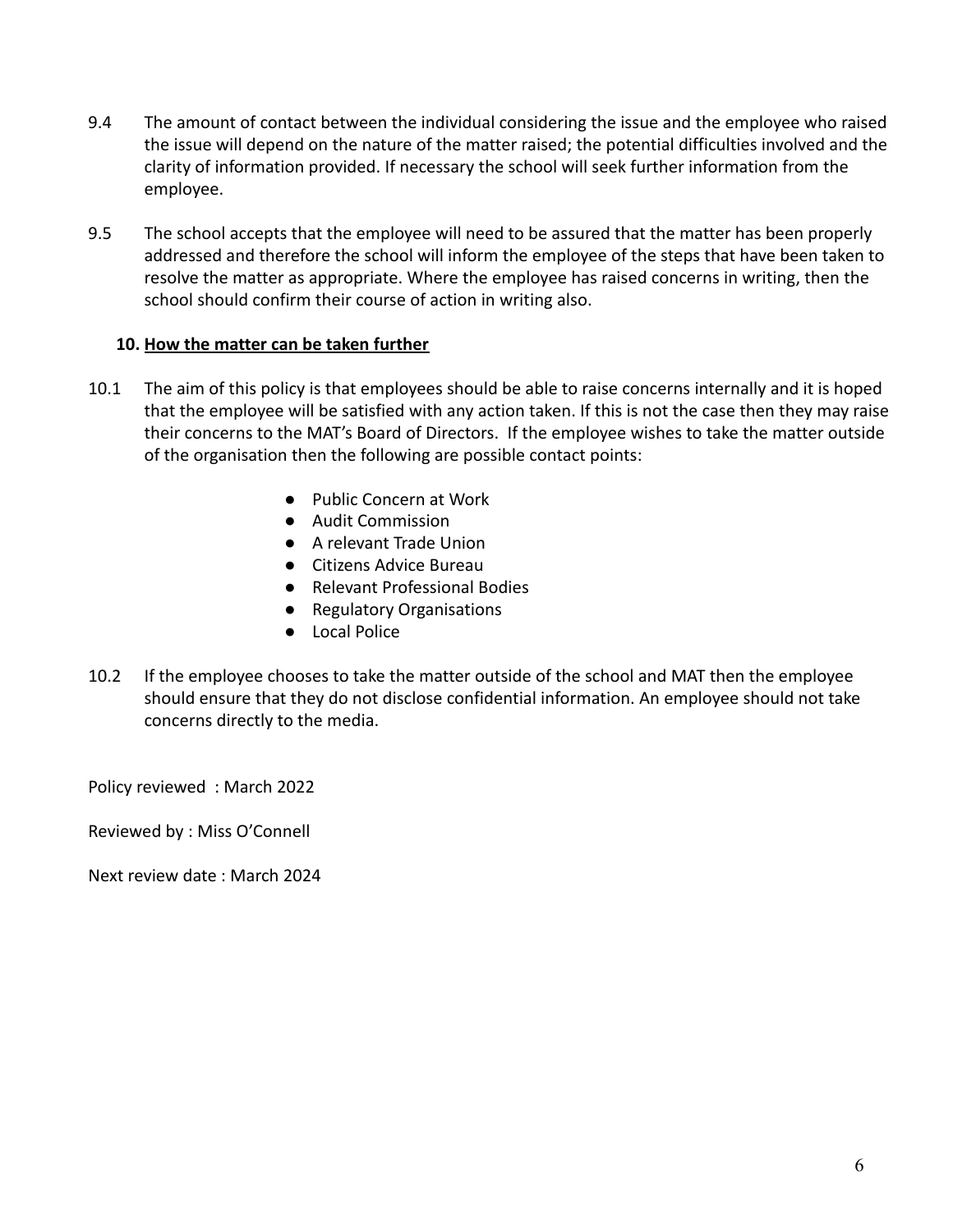9.4 The amount of contact between the individual considering the issue and the employee who raised the issue will depend on the nature of the matter raised; the potential difficulties involved and the clarity of information provided. If necessary the school will seek further information from the employee.

9.5 The school accepts that the employee will need to be assured that the matter has been properly addressed and therefore the school will inform the employee of the steps that have been taken to resolve the matter as appropriate. Where the employee has raised concerns in writing, then the school should confirm their course of action in writing also.

## 10. <u>How the matter can be taken further</u>

10.1 The aim of this policy is that employees should be able to raise concerns internally and it is hoped that the employee will be satisfied with any action taken. If this is not the case then they may raise their concerns to the MAT's Board of Directors. If the employee wishes to take the matter outside of the organisation then the following are possible contact points:

- Public Concern at Work
- Audit Commission
- A relevant Trade Union
- Citizens Advice Bureau
- Relevant Professional Bodies
- Regulatory Organisations
- Local Police

10.2 If the employee chooses to take the matter outside of the school and MAT then the employee should ensure that they do not disclose confidential information. An employee should not take concerns directly to the media.

Policy reviewed : March 2022

Reviewed by : Miss O'Connell

Next review date : March 2024